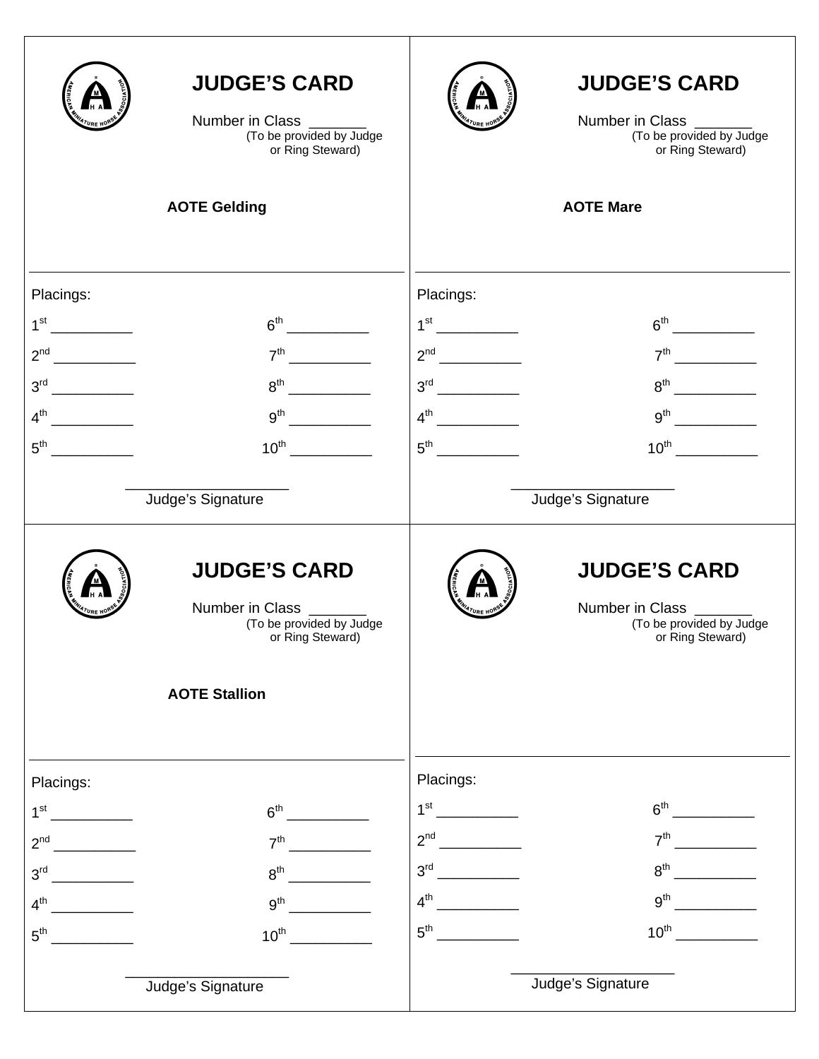## JUDGE'S CARD

Number in Class _______
(To be provided by Judge or Ring Steward)

**AOTE Gelding**

Placings:

| | |
|---|---|
| 1st __________ | 6th __________ |
| 2nd __________ | 7th __________ |
| 3rd __________ | 8th __________ |
| 4th __________ | 9th __________ |
| 5th __________ | 10th __________ |

____________________
Judge's Signature

---

## JUDGE'S CARD

Number in Class _______
(To be provided by Judge or Ring Steward)

**AOTE Mare**

Placings:

| | |
|---|---|
| 1st __________ | 6th __________ |
| 2nd __________ | 7th __________ |
| 3rd __________ | 8th __________ |
| 4th __________ | 9th __________ |
| 5th __________ | 10th __________ |

____________________
Judge's Signature

---

## JUDGE'S CARD

Number in Class _______
(To be provided by Judge or Ring Steward)

**AOTE Stallion**

Placings:

| | |
|---|---|
| 1st __________ | 6th __________ |
| 2nd __________ | 7th __________ |
| 3rd __________ | 8th __________ |
| 4th __________ | 9th __________ |
| 5th __________ | 10th __________ |

____________________
Judge's Signature

---

## JUDGE'S CARD

Number in Class _______
(To be provided by Judge or Ring Steward)

Placings:

| | |
|---|---|
| 1st __________ | 6th __________ |
| 2nd __________ | 7th __________ |
| 3rd __________ | 8th __________ |
| 4th __________ | 9th __________ |
| 5th __________ | 10th __________ |

____________________
Judge's Signature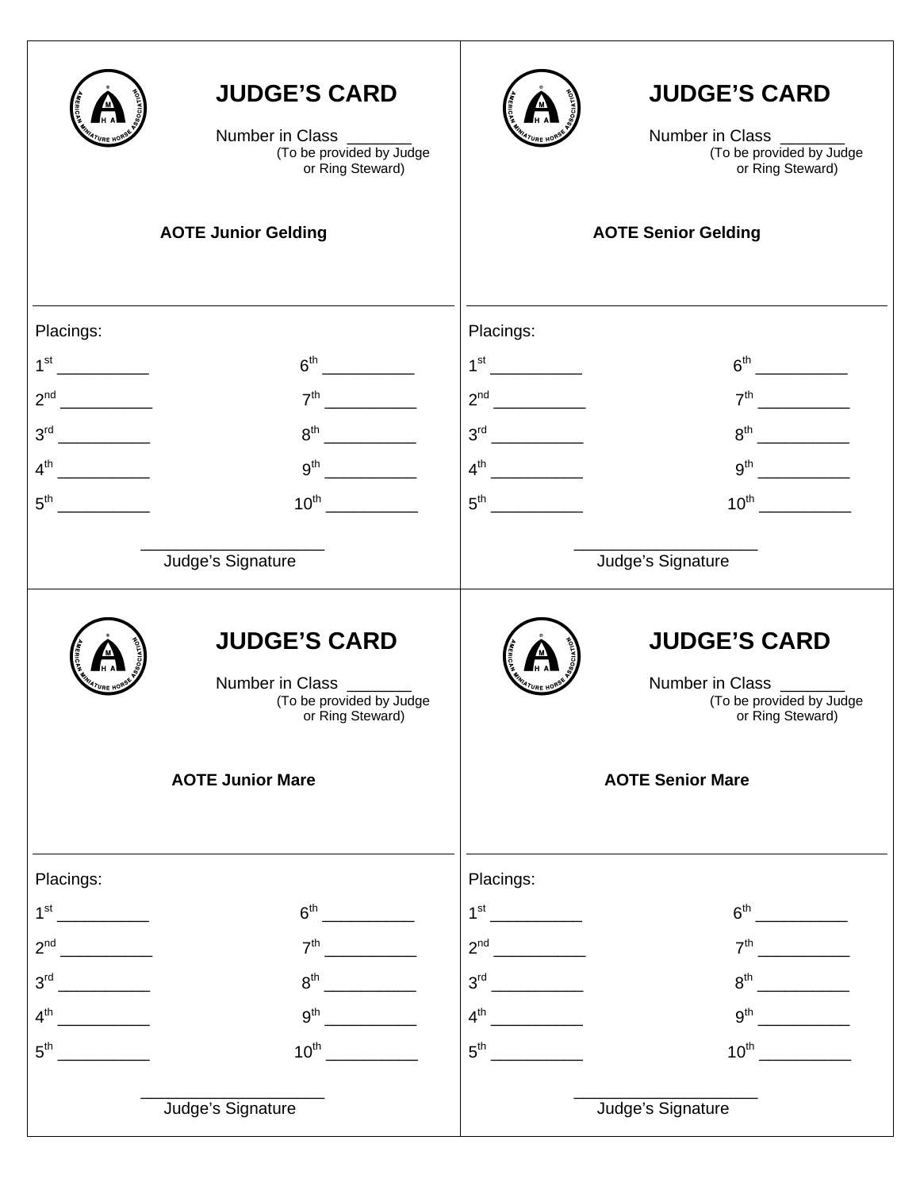## JUDGE'S CARD

Number in Class _______
(To be provided by Judge or Ring Steward)

**AOTE Junior Gelding**

Placings:

1st __________ 6th __________

2nd __________ 7th __________

3rd __________ 8th __________

4th __________ 9th __________

5th __________ 10th __________

____________________
Judge's Signature

## JUDGE'S CARD

Number in Class _______
(To be provided by Judge or Ring Steward)

**AOTE Senior Gelding**

Placings:

1st __________ 6th __________

2nd __________ 7th __________

3rd __________ 8th __________

4th __________ 9th __________

5th __________ 10th __________

____________________
Judge's Signature

## JUDGE'S CARD

Number in Class _______
(To be provided by Judge or Ring Steward)

**AOTE Junior Mare**

Placings:

1st __________ 6th __________

2nd __________ 7th __________

3rd __________ 8th __________

4th __________ 9th __________

5th __________ 10th __________

____________________
Judge's Signature

## JUDGE'S CARD

Number in Class _______
(To be provided by Judge or Ring Steward)

**AOTE Senior Mare**

Placings:

1st __________ 6th __________

2nd __________ 7th __________

3rd __________ 8th __________

4th __________ 9th __________

5th __________ 10th __________

____________________
Judge's Signature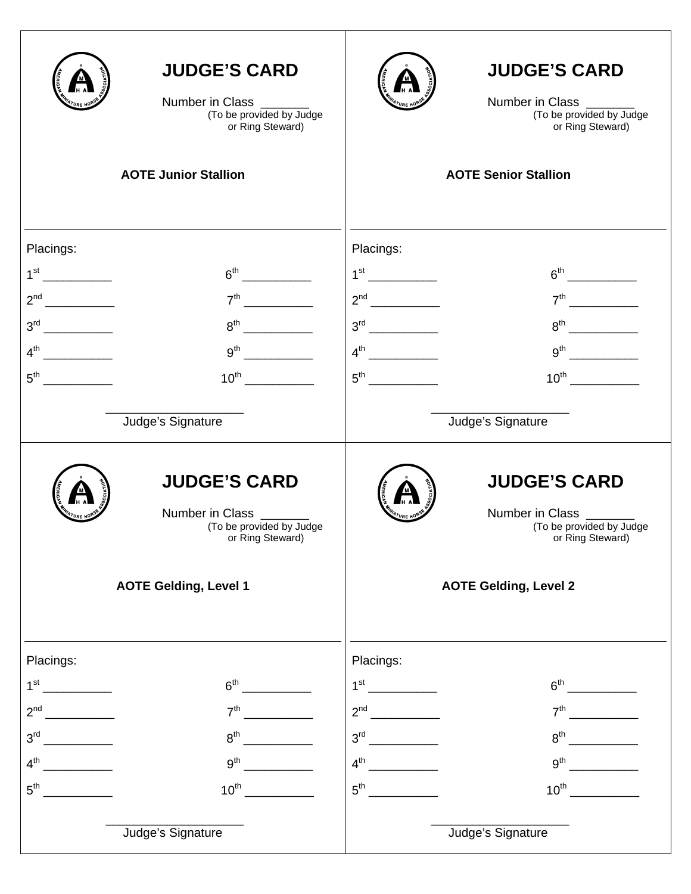## JUDGE'S CARD

Number in Class _______
(To be provided by Judge or Ring Steward)

**AOTE Junior Stallion**

Placings:

1st __________ 6th __________

2nd __________ 7th __________

3rd __________ 8th __________

4th __________ 9th __________

5th __________ 10th __________

____________________
Judge's Signature

## JUDGE'S CARD

Number in Class _______
(To be provided by Judge or Ring Steward)

**AOTE Senior Stallion**

Placings:

1st __________ 6th __________

2nd __________ 7th __________

3rd __________ 8th __________

4th __________ 9th __________

5th __________ 10th __________

____________________
Judge's Signature

## JUDGE'S CARD

Number in Class _______
(To be provided by Judge or Ring Steward)

**AOTE Gelding, Level 1**

Placings:

1st __________ 6th __________

2nd __________ 7th __________

3rd __________ 8th __________

4th __________ 9th __________

5th __________ 10th __________

____________________
Judge's Signature

## JUDGE'S CARD

Number in Class _______
(To be provided by Judge or Ring Steward)

**AOTE Gelding, Level 2**

Placings:

1st __________ 6th __________

2nd __________ 7th __________

3rd __________ 8th __________

4th __________ 9th __________

5th __________ 10th __________

____________________
Judge's Signature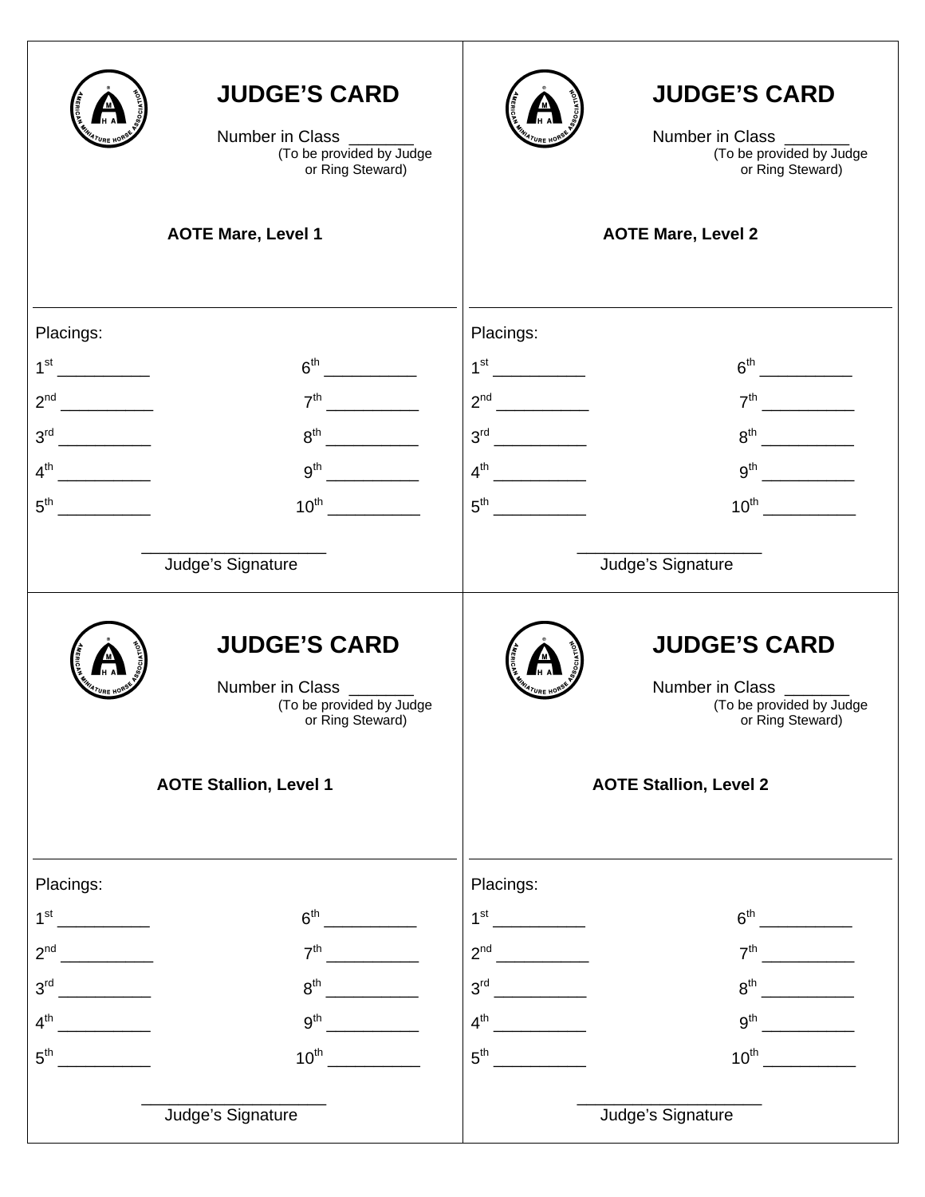## JUDGE'S CARD

Number in Class _______
(To be provided by Judge or Ring Steward)

**AOTE Mare, Level 1**

Placings:

| | |
|---|---|
| 1st __________ | 6th __________ |
| 2nd __________ | 7th __________ |
| 3rd __________ | 8th __________ |
| 4th __________ | 9th __________ |
| 5th __________ | 10th __________ |

____________________
Judge's Signature

## JUDGE'S CARD

Number in Class _______
(To be provided by Judge or Ring Steward)

**AOTE Mare, Level 2**

Placings:

| | |
|---|---|
| 1st __________ | 6th __________ |
| 2nd __________ | 7th __________ |
| 3rd __________ | 8th __________ |
| 4th __________ | 9th __________ |
| 5th __________ | 10th __________ |

____________________
Judge's Signature

## JUDGE'S CARD

Number in Class _______
(To be provided by Judge or Ring Steward)

**AOTE Stallion, Level 1**

Placings:

| | |
|---|---|
| 1st __________ | 6th __________ |
| 2nd __________ | 7th __________ |
| 3rd __________ | 8th __________ |
| 4th __________ | 9th __________ |
| 5th __________ | 10th __________ |

____________________
Judge's Signature

## JUDGE'S CARD

Number in Class _______
(To be provided by Judge or Ring Steward)

**AOTE Stallion, Level 2**

Placings:

| | |
|---|---|
| 1st __________ | 6th __________ |
| 2nd __________ | 7th __________ |
| 3rd __________ | 8th __________ |
| 4th __________ | 9th __________ |
| 5th __________ | 10th __________ |

____________________
Judge's Signature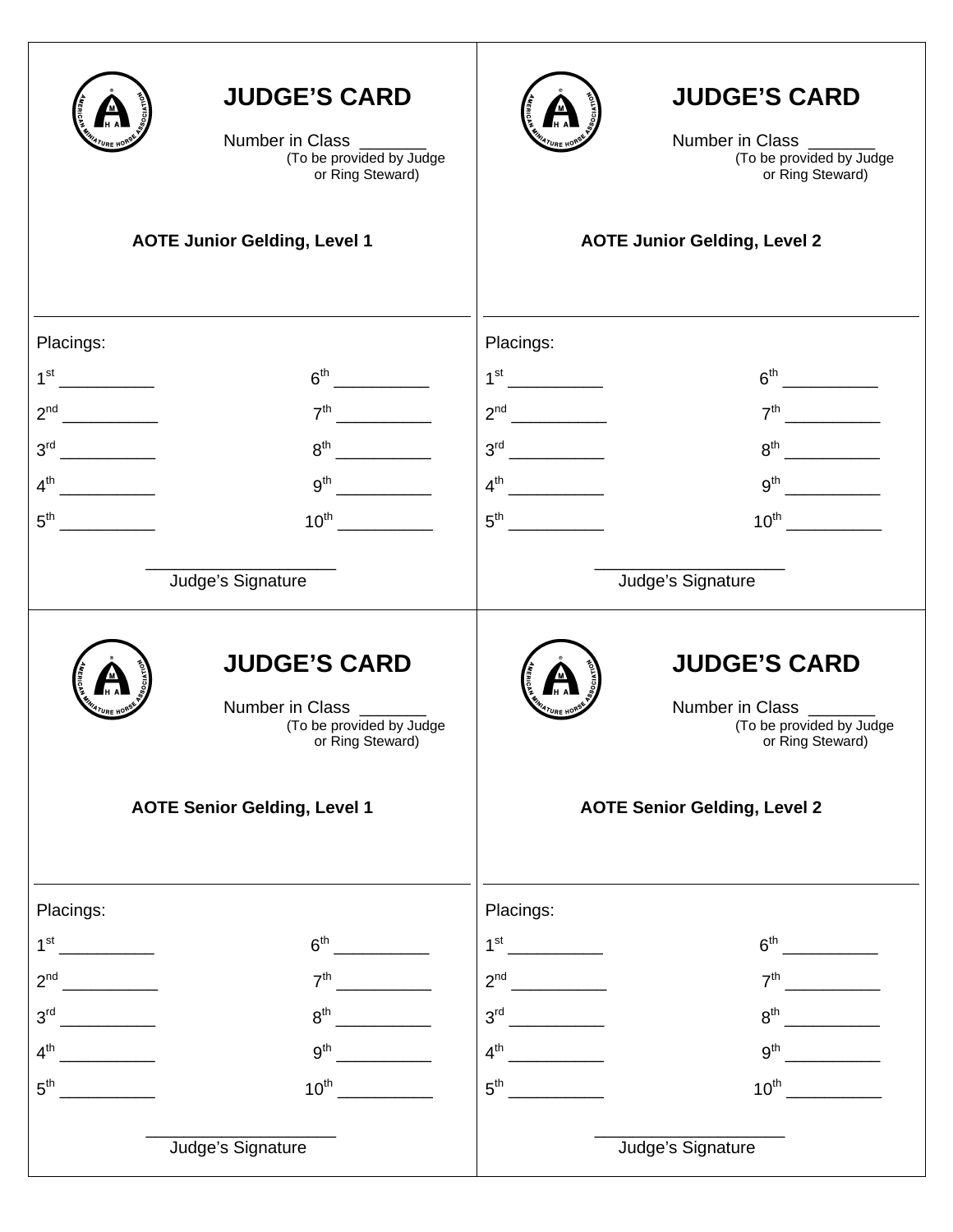## JUDGE'S CARD

Number in Class _______
(To be provided by Judge or Ring Steward)

**AOTE Junior Gelding, Level 1**

Placings:

| | |
|---|---|
| 1st __________ | 6th __________ |
| 2nd __________ | 7th __________ |
| 3rd __________ | 8th __________ |
| 4th __________ | 9th __________ |
| 5th __________ | 10th __________ |

____________________
Judge's Signature

## JUDGE'S CARD

Number in Class _______
(To be provided by Judge or Ring Steward)

**AOTE Junior Gelding, Level 2**

Placings:

| | |
|---|---|
| 1st __________ | 6th __________ |
| 2nd __________ | 7th __________ |
| 3rd __________ | 8th __________ |
| 4th __________ | 9th __________ |
| 5th __________ | 10th __________ |

____________________
Judge's Signature

## JUDGE'S CARD

Number in Class _______
(To be provided by Judge or Ring Steward)

**AOTE Senior Gelding, Level 1**

Placings:

| | |
|---|---|
| 1st __________ | 6th __________ |
| 2nd __________ | 7th __________ |
| 3rd __________ | 8th __________ |
| 4th __________ | 9th __________ |
| 5th __________ | 10th __________ |

____________________
Judge's Signature

## JUDGE'S CARD

Number in Class _______
(To be provided by Judge or Ring Steward)

**AOTE Senior Gelding, Level 2**

Placings:

| | |
|---|---|
| 1st __________ | 6th __________ |
| 2nd __________ | 7th __________ |
| 3rd __________ | 8th __________ |
| 4th __________ | 9th __________ |
| 5th __________ | 10th __________ |

____________________
Judge's Signature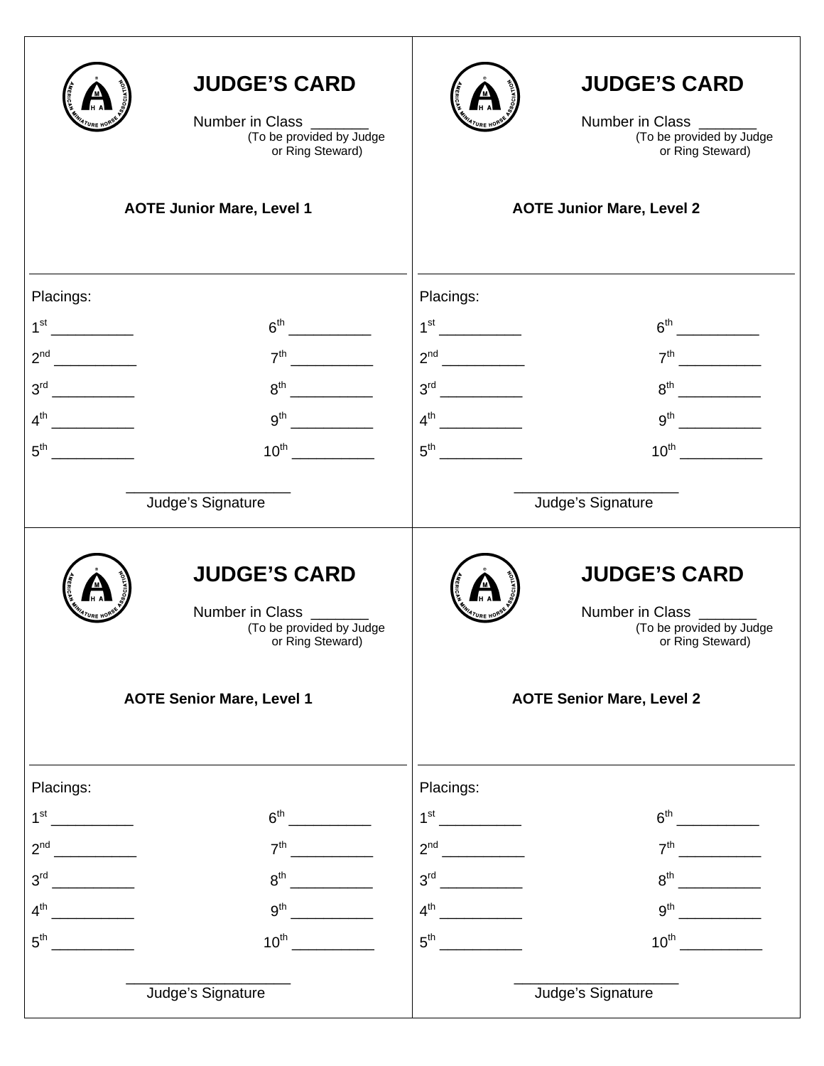## JUDGE'S CARD

Number in Class _______
(To be provided by Judge or Ring Steward)

**AOTE Junior Mare, Level 1**

Placings:

| | |
|---|---|
| 1st __________ | 6th __________ |
| 2nd __________ | 7th __________ |
| 3rd __________ | 8th __________ |
| 4th __________ | 9th __________ |
| 5th __________ | 10th __________ |

____________________
Judge's Signature

## JUDGE'S CARD

Number in Class _______
(To be provided by Judge or Ring Steward)

**AOTE Junior Mare, Level 2**

Placings:

| | |
|---|---|
| 1st __________ | 6th __________ |
| 2nd __________ | 7th __________ |
| 3rd __________ | 8th __________ |
| 4th __________ | 9th __________ |
| 5th __________ | 10th __________ |

____________________
Judge's Signature

## JUDGE'S CARD

Number in Class _______
(To be provided by Judge or Ring Steward)

**AOTE Senior Mare, Level 1**

Placings:

| | |
|---|---|
| 1st __________ | 6th __________ |
| 2nd __________ | 7th __________ |
| 3rd __________ | 8th __________ |
| 4th __________ | 9th __________ |
| 5th __________ | 10th __________ |

____________________
Judge's Signature

## JUDGE'S CARD

Number in Class _______
(To be provided by Judge or Ring Steward)

**AOTE Senior Mare, Level 2**

Placings:

| | |
|---|---|
| 1st __________ | 6th __________ |
| 2nd __________ | 7th __________ |
| 3rd __________ | 8th __________ |
| 4th __________ | 9th __________ |
| 5th __________ | 10th __________ |

____________________
Judge's Signature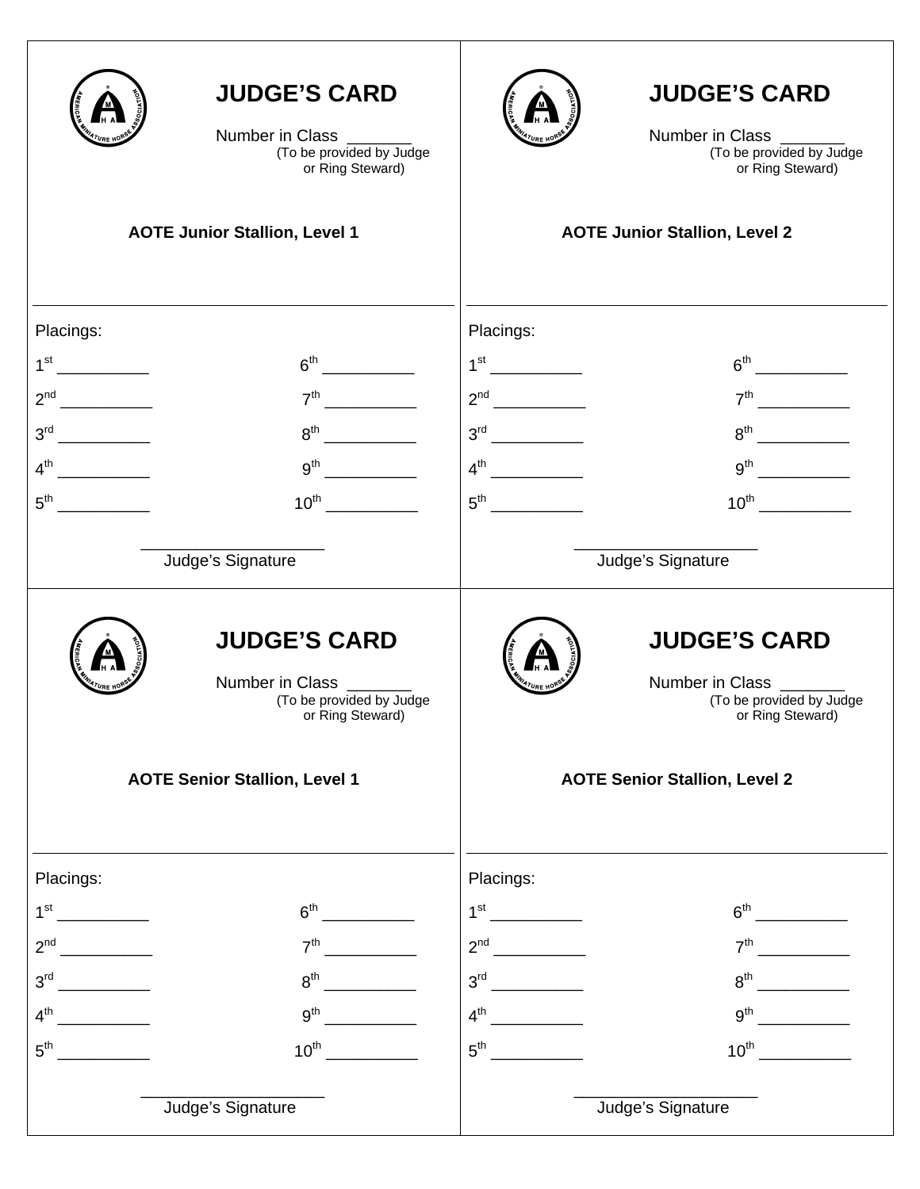## JUDGE'S CARD

Number in Class _______
(To be provided by Judge or Ring Steward)

**AOTE Junior Stallion, Level 1**

Placings:

| | | | |
|---|---|---|---|
| 1st | __________ | 6th | __________ |
| 2nd | __________ | 7th | __________ |
| 3rd | __________ | 8th | __________ |
| 4th | __________ | 9th | __________ |
| 5th | __________ | 10th | __________ |

____________________
Judge's Signature

## JUDGE'S CARD

Number in Class _______
(To be provided by Judge or Ring Steward)

**AOTE Junior Stallion, Level 2**

Placings:

| | | | |
|---|---|---|---|
| 1st | __________ | 6th | __________ |
| 2nd | __________ | 7th | __________ |
| 3rd | __________ | 8th | __________ |
| 4th | __________ | 9th | __________ |
| 5th | __________ | 10th | __________ |

____________________
Judge's Signature

## JUDGE'S CARD

Number in Class _______
(To be provided by Judge or Ring Steward)

**AOTE Senior Stallion, Level 1**

Placings:

| | | | |
|---|---|---|---|
| 1st | __________ | 6th | __________ |
| 2nd | __________ | 7th | __________ |
| 3rd | __________ | 8th | __________ |
| 4th | __________ | 9th | __________ |
| 5th | __________ | 10th | __________ |

____________________
Judge's Signature

## JUDGE'S CARD

Number in Class _______
(To be provided by Judge or Ring Steward)

**AOTE Senior Stallion, Level 2**

Placings:

| | | | |
|---|---|---|---|
| 1st | __________ | 6th | __________ |
| 2nd | __________ | 7th | __________ |
| 3rd | __________ | 8th | __________ |
| 4th | __________ | 9th | __________ |
| 5th | __________ | 10th | __________ |

____________________
Judge's Signature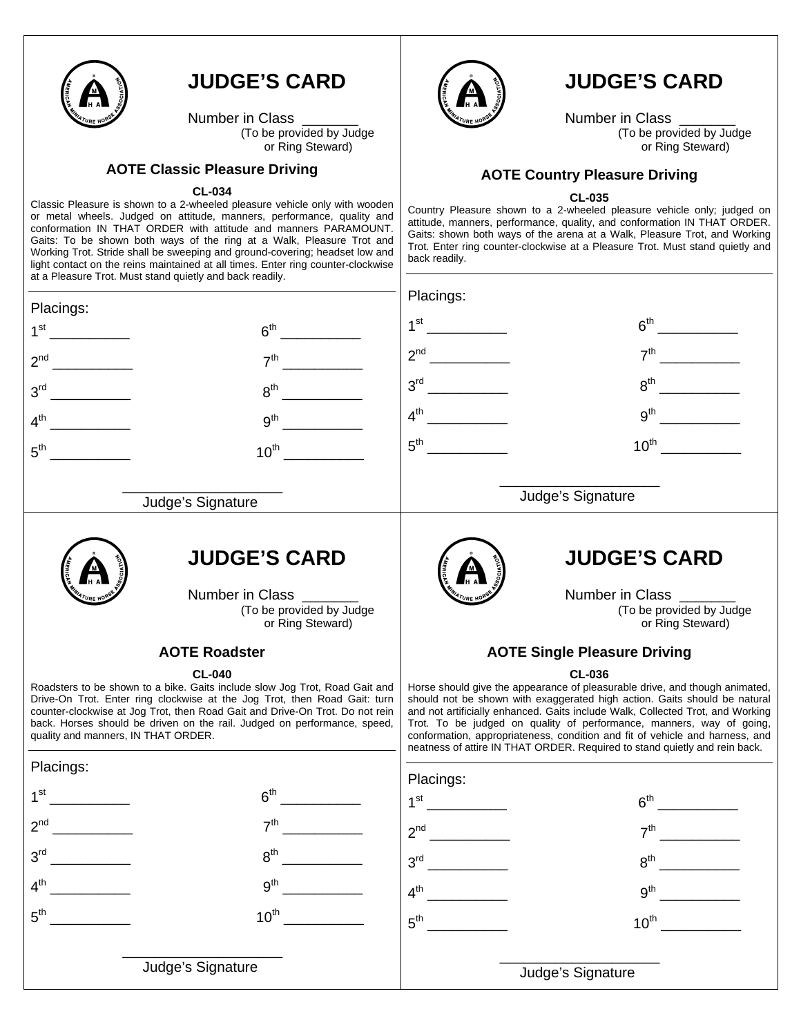## JUDGE'S CARD

Number in Class _______
(To be provided by Judge or Ring Steward)

### AOTE Classic Pleasure Driving

**CL-034**

Classic Pleasure is shown to a 2-wheeled pleasure vehicle only with wooden or metal wheels. Judged on attitude, manners, performance, quality and conformation IN THAT ORDER with attitude and manners PARAMOUNT. Gaits: To be shown both ways of the ring at a Walk, Pleasure Trot and Working Trot. Stride shall be sweeping and ground-covering; headset low and light contact on the reins maintained at all times. Enter ring counter-clockwise at a Pleasure Trot. Must stand quietly and back readily.

Placings:

1st __________ 6th __________

2nd __________ 7th __________

3rd __________ 8th __________

4th __________ 9th __________

5th __________ 10th __________

____________________
Judge's Signature

## JUDGE'S CARD

Number in Class _______
(To be provided by Judge or Ring Steward)

### AOTE Country Pleasure Driving

**CL-035**

Country Pleasure shown to a 2-wheeled pleasure vehicle only; judged on attitude, manners, performance, quality, and conformation IN THAT ORDER. Gaits: shown both ways of the arena at a Walk, Pleasure Trot, and Working Trot. Enter ring counter-clockwise at a Pleasure Trot. Must stand quietly and back readily.

Placings:

1st __________ 6th __________

2nd __________ 7th __________

3rd __________ 8th __________

4th __________ 9th __________

5th __________ 10th __________

____________________
Judge's Signature

## JUDGE'S CARD

Number in Class _______
(To be provided by Judge or Ring Steward)

### AOTE Roadster

**CL-040**

Roadsters to be shown to a bike. Gaits include slow Jog Trot, Road Gait and Drive-On Trot. Enter ring clockwise at the Jog Trot, then Road Gait: turn counter-clockwise at Jog Trot, then Road Gait and Drive-On Trot. Do not rein back. Horses should be driven on the rail. Judged on performance, speed, quality and manners, IN THAT ORDER.

Placings:

1st __________ 6th __________

2nd __________ 7th __________

3rd __________ 8th __________

4th __________ 9th __________

5th __________ 10th __________

____________________
Judge's Signature

## JUDGE'S CARD

Number in Class _______
(To be provided by Judge or Ring Steward)

### AOTE Single Pleasure Driving

**CL-036**

Horse should give the appearance of pleasurable drive, and though animated, should not be shown with exaggerated high action. Gaits should be natural and not artificially enhanced. Gaits include Walk, Collected Trot, and Working Trot. To be judged on quality of performance, manners, way of going, conformation, appropriateness, condition and fit of vehicle and harness, and neatness of attire IN THAT ORDER. Required to stand quietly and rein back.

Placings:

1st __________ 6th __________

2nd __________ 7th __________

3rd __________ 8th __________

4th __________ 9th __________

5th __________ 10th __________

____________________
Judge's Signature